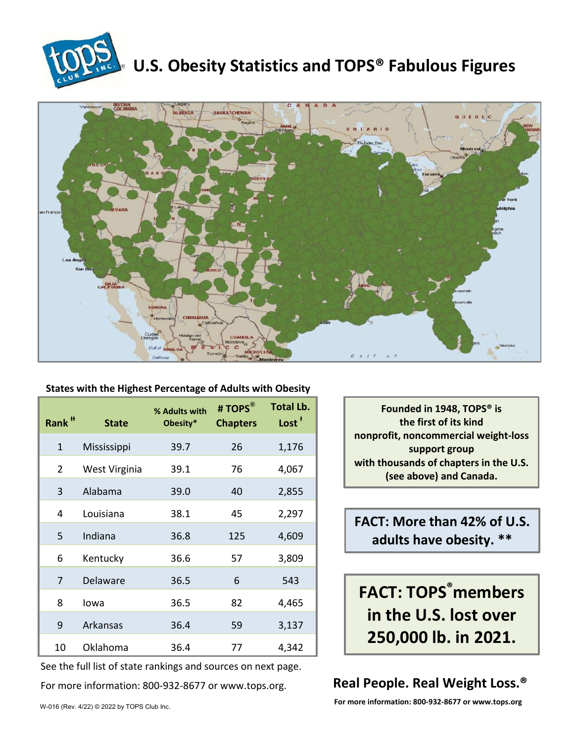# U.S. Obesity Statistics and TOPS® Fabulous Figures

**States with the Highest Percentage of Adults with Obesity**

| Rank ‡‡ | State | % Adults with Obesity* | # TOPS® Chapters | Total Lb. Lost ‡ |
|---|---|---|---|---|
| 1 | Mississippi | 39.7 | 26 | 1,176 |
| 2 | West Virginia | 39.1 | 76 | 4,067 |
| 3 | Alabama | 39.0 | 40 | 2,855 |
| 4 | Louisiana | 38.1 | 45 | 2,297 |
| 5 | Indiana | 36.8 | 125 | 4,609 |
| 6 | Kentucky | 36.6 | 57 | 3,809 |
| 7 | Delaware | 36.5 | 6 | 543 |
| 8 | Iowa | 36.5 | 82 | 4,465 |
| 9 | Arkansas | 36.4 | 59 | 3,137 |
| 10 | Oklahoma | 36.4 | 77 | 4,342 |

See the full list of state rankings and sources on next page.

For more information: 800-932-8677 or www.tops.org.

**Founded in 1948, TOPS® is the first of its kind nonprofit, noncommercial weight-loss support group with thousands of chapters in the U.S. (see above) and Canada.**

**FACT: More than 42% of U.S. adults have obesity. \*\***

**FACT: TOPS® members in the U.S. lost over 250,000 lb. in 2021.**

**Real People. Real Weight Loss.®**

**For more information: 800-932-8677 or www.tops.org**

W-016 (Rev. 4/22) © 2022 by TOPS Club Inc.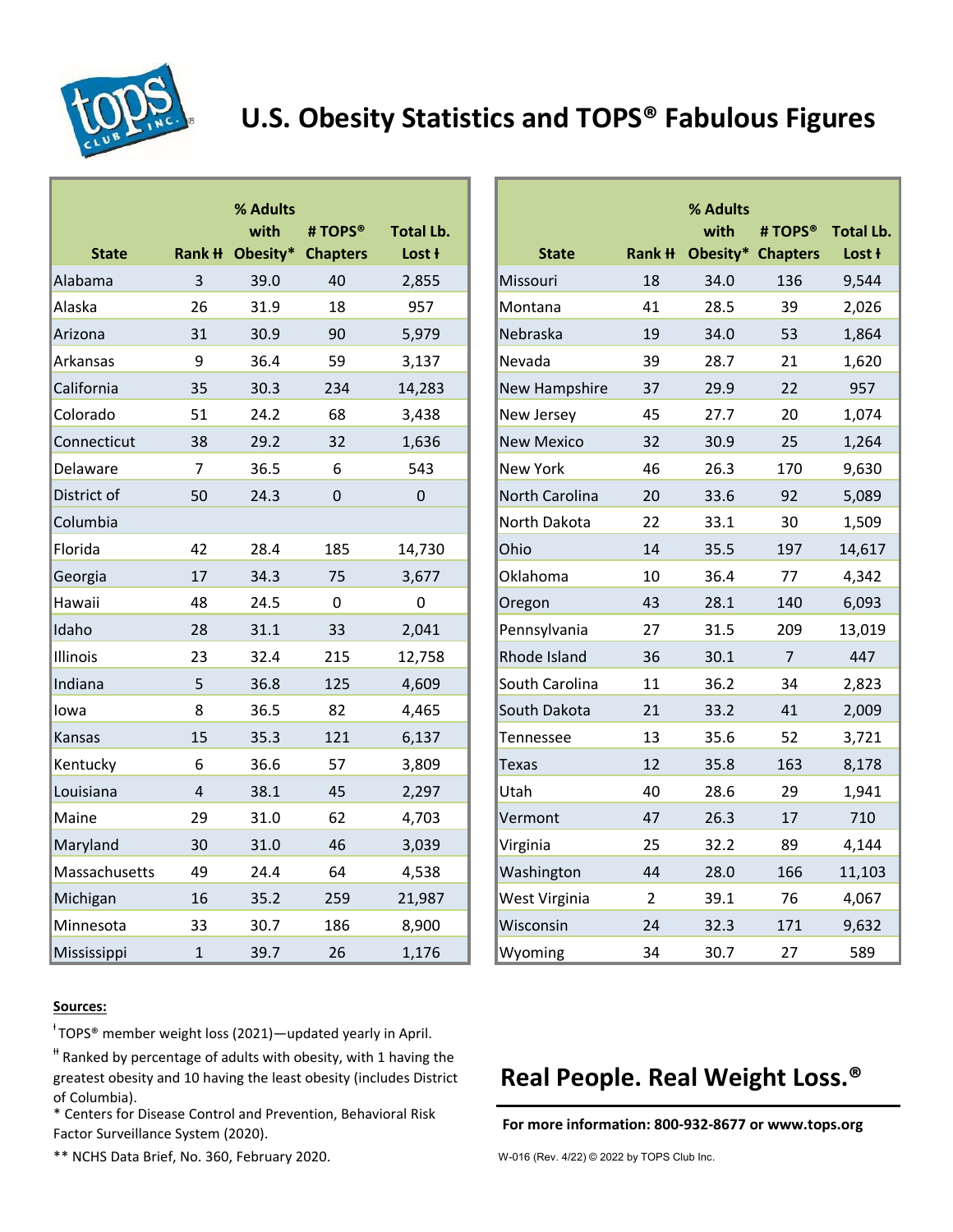# U.S. Obesity Statistics and TOPS® Fabulous Figures

| State | Rank ⱡⱡ | % Adults with Obesity* | # TOPS® Chapters | Total Lb. Lost ⱡ |
|---|---|---|---|---|
| Alabama | 3 | 39.0 | 40 | 2,855 |
| Alaska | 26 | 31.9 | 18 | 957 |
| Arizona | 31 | 30.9 | 90 | 5,979 |
| Arkansas | 9 | 36.4 | 59 | 3,137 |
| California | 35 | 30.3 | 234 | 14,283 |
| Colorado | 51 | 24.2 | 68 | 3,438 |
| Connecticut | 38 | 29.2 | 32 | 1,636 |
| Delaware | 7 | 36.5 | 6 | 543 |
| District of Columbia | 50 | 24.3 | 0 | 0 |
| Florida | 42 | 28.4 | 185 | 14,730 |
| Georgia | 17 | 34.3 | 75 | 3,677 |
| Hawaii | 48 | 24.5 | 0 | 0 |
| Idaho | 28 | 31.1 | 33 | 2,041 |
| Illinois | 23 | 32.4 | 215 | 12,758 |
| Indiana | 5 | 36.8 | 125 | 4,609 |
| Iowa | 8 | 36.5 | 82 | 4,465 |
| Kansas | 15 | 35.3 | 121 | 6,137 |
| Kentucky | 6 | 36.6 | 57 | 3,809 |
| Louisiana | 4 | 38.1 | 45 | 2,297 |
| Maine | 29 | 31.0 | 62 | 4,703 |
| Maryland | 30 | 31.0 | 46 | 3,039 |
| Massachusetts | 49 | 24.4 | 64 | 4,538 |
| Michigan | 16 | 35.2 | 259 | 21,987 |
| Minnesota | 33 | 30.7 | 186 | 8,900 |
| Mississippi | 1 | 39.7 | 26 | 1,176 |
| Missouri | 18 | 34.0 | 136 | 9,544 |
| Montana | 41 | 28.5 | 39 | 2,026 |
| Nebraska | 19 | 34.0 | 53 | 1,864 |
| Nevada | 39 | 28.7 | 21 | 1,620 |
| New Hampshire | 37 | 29.9 | 22 | 957 |
| New Jersey | 45 | 27.7 | 20 | 1,074 |
| New Mexico | 32 | 30.9 | 25 | 1,264 |
| New York | 46 | 26.3 | 170 | 9,630 |
| North Carolina | 20 | 33.6 | 92 | 5,089 |
| North Dakota | 22 | 33.1 | 30 | 1,509 |
| Ohio | 14 | 35.5 | 197 | 14,617 |
| Oklahoma | 10 | 36.4 | 77 | 4,342 |
| Oregon | 43 | 28.1 | 140 | 6,093 |
| Pennsylvania | 27 | 31.5 | 209 | 13,019 |
| Rhode Island | 36 | 30.1 | 7 | 447 |
| South Carolina | 11 | 36.2 | 34 | 2,823 |
| South Dakota | 21 | 33.2 | 41 | 2,009 |
| Tennessee | 13 | 35.6 | 52 | 3,721 |
| Texas | 12 | 35.8 | 163 | 8,178 |
| Utah | 40 | 28.6 | 29 | 1,941 |
| Vermont | 47 | 26.3 | 17 | 710 |
| Virginia | 25 | 32.2 | 89 | 4,144 |
| Washington | 44 | 28.0 | 166 | 11,103 |
| West Virginia | 2 | 39.1 | 76 | 4,067 |
| Wisconsin | 24 | 32.3 | 171 | 9,632 |
| Wyoming | 34 | 30.7 | 27 | 589 |

**Sources:**

ⱡ TOPS® member weight loss (2021)—updated yearly in April.

ⱡⱡ Ranked by percentage of adults with obesity, with 1 having the greatest obesity and 10 having the least obesity (includes District of Columbia).

* Centers for Disease Control and Prevention, Behavioral Risk Factor Surveillance System (2020).

** NCHS Data Brief, No. 360, February 2020.

## Real People. Real Weight Loss.®

**For more information: 800-932-8677 or www.tops.org**

W-016 (Rev. 4/22) © 2022 by TOPS Club Inc.